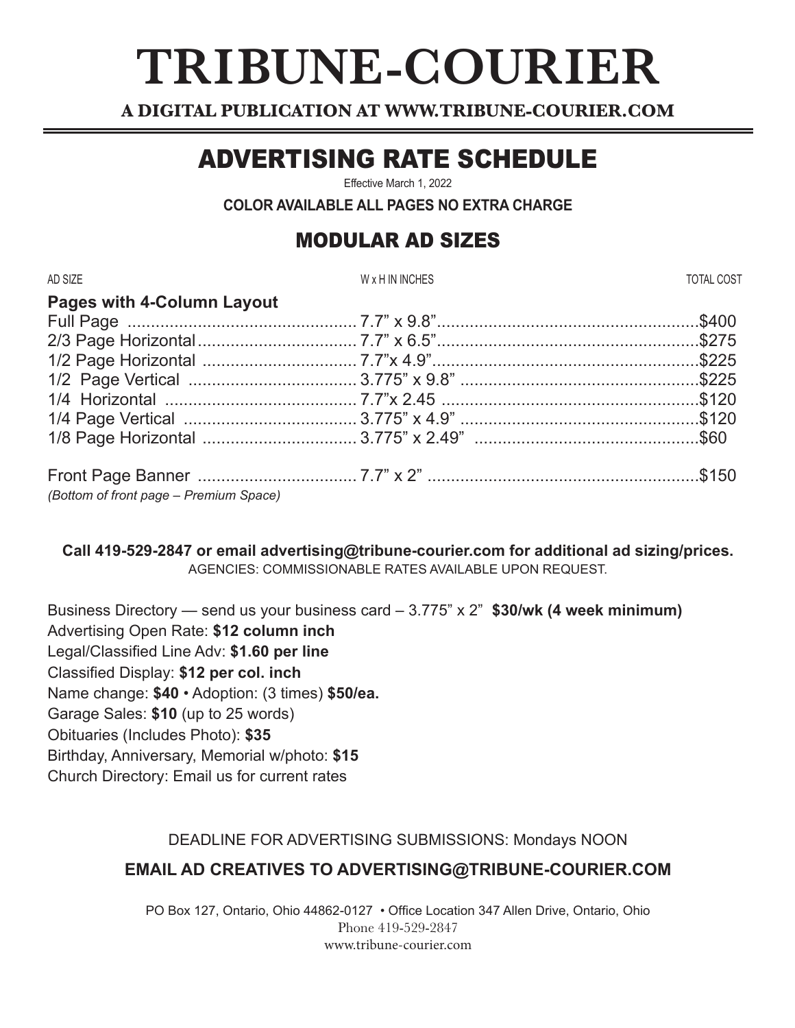# TRIBUNE-COURIER

**A DIGITAL PUBLICATION AT WWW.TRIBUNE-COURIER.COM**

## ADVERTISING RATE SCHEDULE

Effective March 1, 2022

**COLOR AVAILABLE ALL PAGES NO EXTRA CHARGE**

## MODULAR AD SIZES

| AD SIZE | W x H IN INCHES | TOTAL COST |
|---|---|---|
| **Pages with 4-Column Layout** | | |
| Full Page | 7.7" x 9.8" | $400 |
| 2/3 Page Horizontal | 7.7" x 6.5" | $275 |
| 1/2 Page Horizontal | 7.7"x 4.9" | $225 |
| 1/2 Page Vertical | 3.775" x 9.8" | $225 |
| 1/4 Horizontal | 7.7"x 2.45 | $120 |
| 1/4 Page Vertical | 3.775" x 4.9" | $120 |
| 1/8 Page Horizontal | 3.775" x 2.49" | $60 |
| Front Page Banner *(Bottom of front page – Premium Space)* | 7.7" x 2" | $150 |

**Call 419-529-2847 or email advertising@tribune-courier.com for additional ad sizing/prices.**
AGENCIES: COMMISSIONABLE RATES AVAILABLE UPON REQUEST.

Business Directory — send us your business card – 3.775" x 2" **$30/wk (4 week minimum)**
Advertising Open Rate: **$12 column inch**
Legal/Classified Line Adv: **$1.60 per line**
Classified Display: **$12 per col. inch**
Name change: **$40** • Adoption: (3 times) **$50/ea.**
Garage Sales: **$10** (up to 25 words)
Obituaries (Includes Photo): **$35**
Birthday, Anniversary, Memorial w/photo: **$15**
Church Directory: Email us for current rates

DEADLINE FOR ADVERTISING SUBMISSIONS: Mondays NOON

**EMAIL AD CREATIVES TO ADVERTISING@TRIBUNE-COURIER.COM**

PO Box 127, Ontario, Ohio 44862-0127 • Office Location 347 Allen Drive, Ontario, Ohio
Phone 419-529-2847
www.tribune-courier.com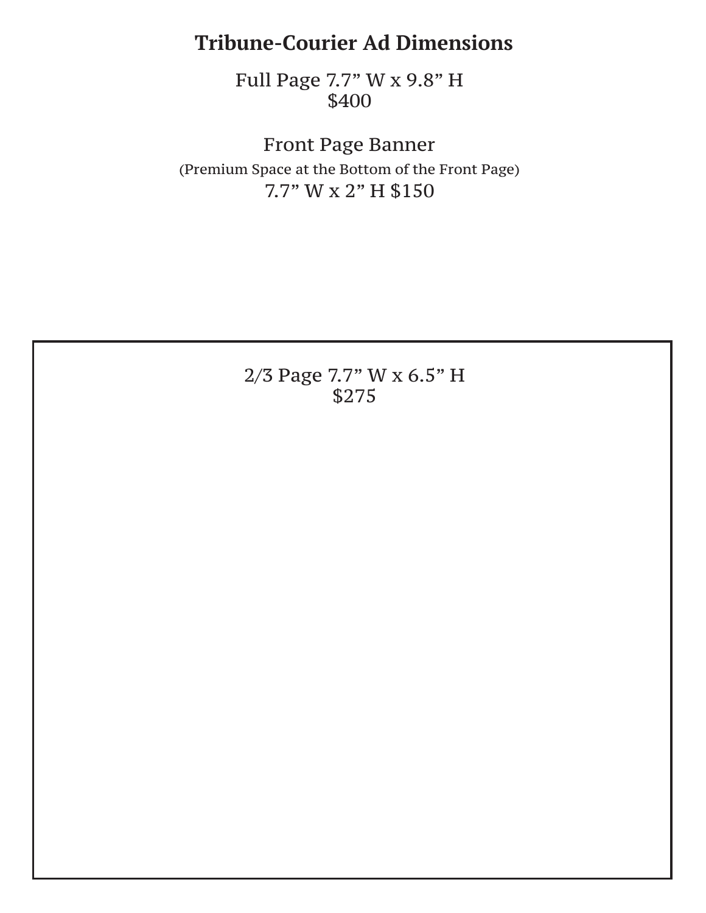# Tribune-Courier Ad Dimensions

Full Page 7.7” W x 9.8” H
$400

Front Page Banner
(Premium Space at the Bottom of the Front Page)
7.7” W x 2” H $150

2/3 Page 7.7” W x 6.5” H
$275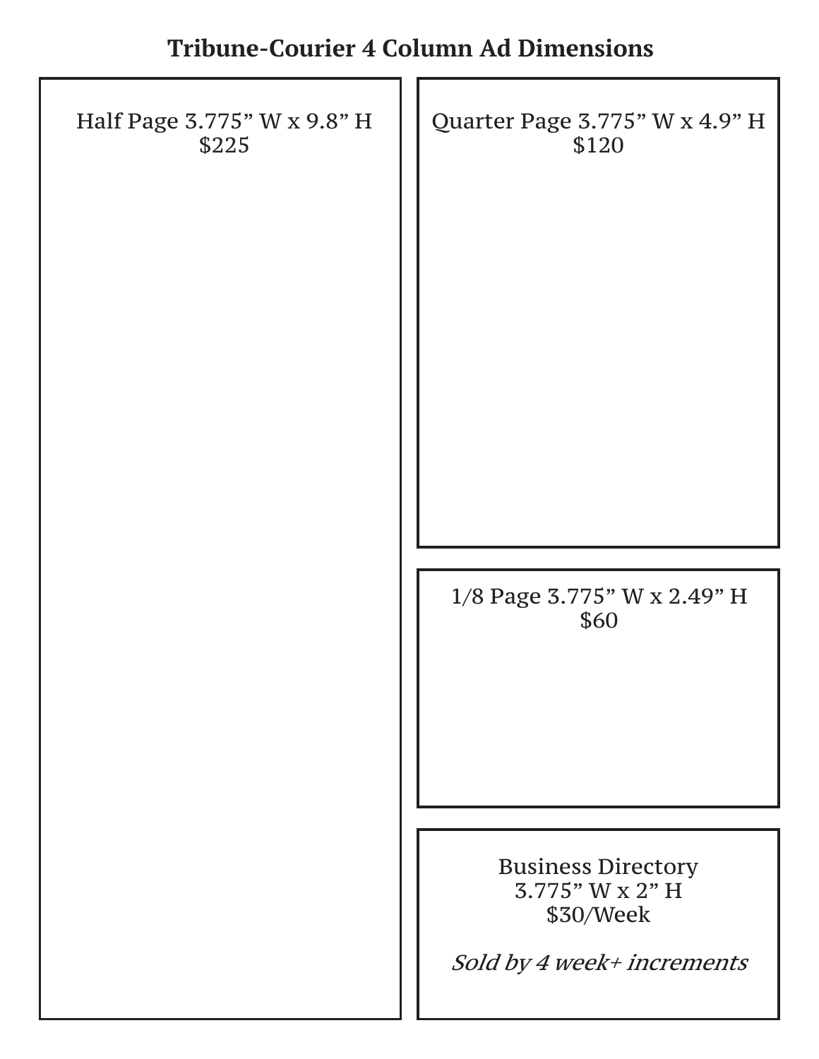**Tribune-Courier 4 Column Ad Dimensions**

Half Page 3.775” W x 9.8” H
$225

Quarter Page 3.775” W x 4.9” H
$120

1/8 Page 3.775” W x 2.49” H
$60

Business Directory
3.775” W x 2” H
$30/Week

*Sold by 4 week+ increments*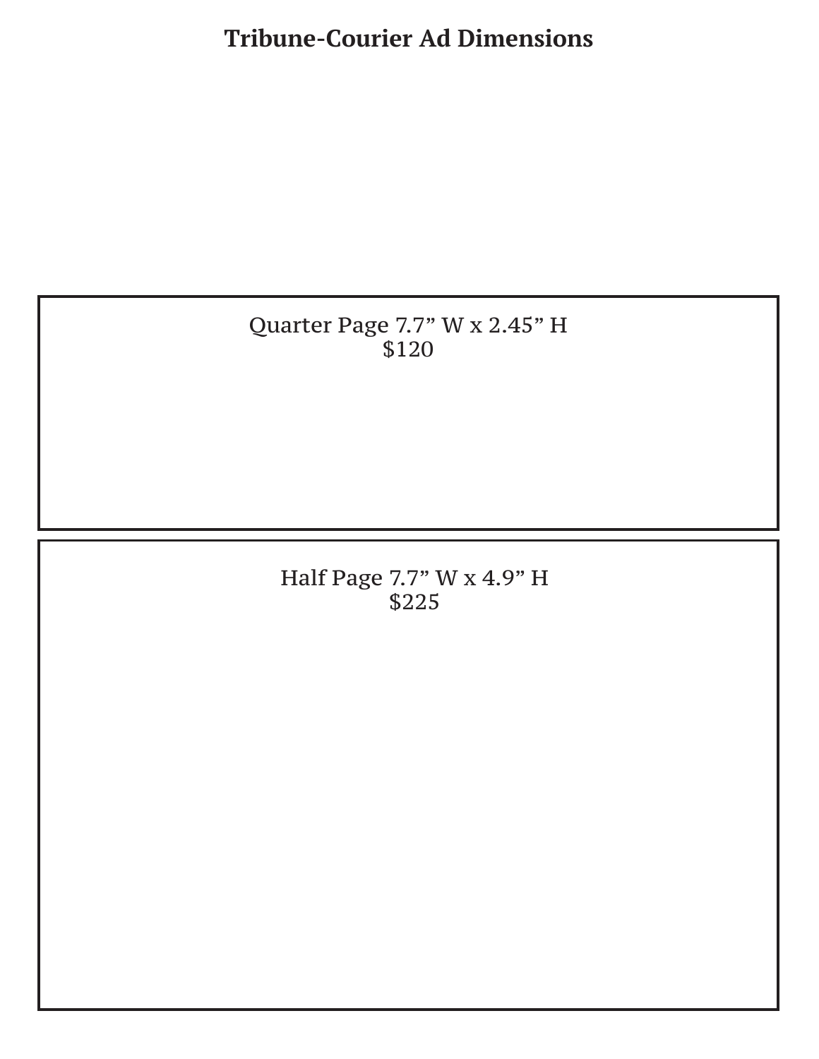# Tribune-Courier Ad Dimensions

Quarter Page 7.7” W x 2.45” H
$120

Half Page 7.7” W x 4.9” H
$225